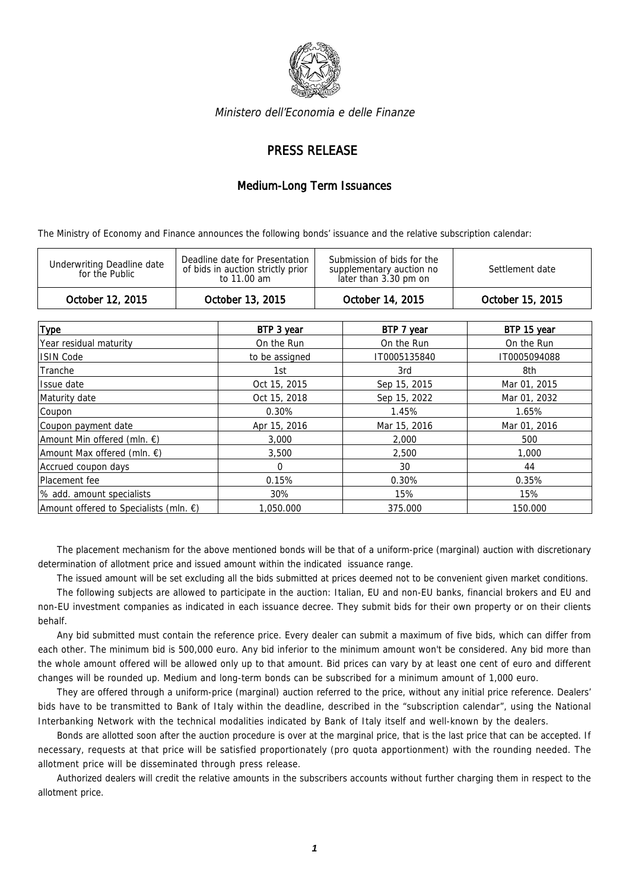*Ministero dell'Economia e delle Finanze*

# PRESS RELEASE

## Medium-Long Term Issuances

The Ministry of Economy and Finance announces the following bonds' issuance and the relative subscription calendar:

| Underwriting Deadline date for the Public | Deadline date for Presentation of bids in auction strictly prior to 11.00 am | Submission of bids for the supplementary auction no later than 3.30 pm on | Settlement date |
|---|---|---|---|
| October 12, 2015 | October 13, 2015 | October 14, 2015 | October 15, 2015 |

| Type | BTP 3 year | BTP 7 year | BTP 15 year |
|---|---|---|---|
| Year residual maturity | On the Run | On the Run | On the Run |
| ISIN Code | to be assigned | IT0005135840 | IT0005094088 |
| Tranche | 1st | 3rd | 8th |
| Issue date | Oct 15, 2015 | Sep 15, 2015 | Mar 01, 2015 |
| Maturity date | Oct 15, 2018 | Sep 15, 2022 | Mar 01, 2032 |
| Coupon | 0.30% | 1.45% | 1.65% |
| Coupon payment date | Apr 15, 2016 | Mar 15, 2016 | Mar 01, 2016 |
| Amount Min offered (mln. €) | 3,000 | 2,000 | 500 |
| Amount Max offered (mln. €) | 3,500 | 2,500 | 1,000 |
| Accrued coupon days | 0 | 30 | 44 |
| Placement fee | 0.15% | 0.30% | 0.35% |
| % add. amount specialists | 30% | 15% | 15% |
| Amount offered to Specialists (mln. €) | 1,050.000 | 375.000 | 150.000 |

The placement mechanism for the above mentioned bonds will be that of a uniform-price (marginal) auction with discretionary determination of allotment price and issued amount within the indicated issuance range.

The issued amount will be set excluding all the bids submitted at prices deemed not to be convenient given market conditions.

The following subjects are allowed to participate in the auction: Italian, EU and non-EU banks, financial brokers and EU and non-EU investment companies as indicated in each issuance decree. They submit bids for their own property or on their clients behalf.

Any bid submitted must contain the reference price. Every dealer can submit a maximum of five bids, which can differ from each other. The minimum bid is 500,000 euro. Any bid inferior to the minimum amount won't be considered. Any bid more than the whole amount offered will be allowed only up to that amount. Bid prices can vary by at least one cent of euro and different changes will be rounded up. Medium and long-term bonds can be subscribed for a minimum amount of 1,000 euro.

They are offered through a uniform-price (marginal) auction referred to the price, without any initial price reference. Dealers' bids have to be transmitted to Bank of Italy within the deadline, described in the "subscription calendar", using the National Interbanking Network with the technical modalities indicated by Bank of Italy itself and well-known by the dealers.

Bonds are allotted soon after the auction procedure is over at the marginal price, that is the last price that can be accepted. If necessary, requests at that price will be satisfied proportionately (pro quota apportionment) with the rounding needed. The allotment price will be disseminated through press release.

Authorized dealers will credit the relative amounts in the subscribers accounts without further charging them in respect to the allotment price.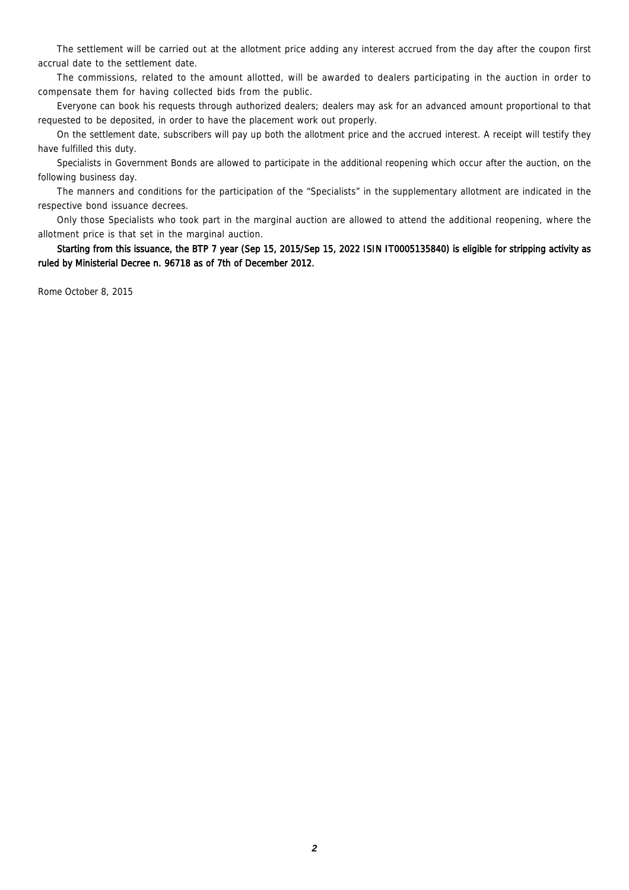The settlement will be carried out at the allotment price adding any interest accrued from the day after the coupon first accrual date to the settlement date.

The commissions, related to the amount allotted, will be awarded to dealers participating in the auction in order to compensate them for having collected bids from the public.

Everyone can book his requests through authorized dealers; dealers may ask for an advanced amount proportional to that requested to be deposited, in order to have the placement work out properly.

On the settlement date, subscribers will pay up both the allotment price and the accrued interest. A receipt will testify they have fulfilled this duty.

Specialists in Government Bonds are allowed to participate in the additional reopening which occur after the auction, on the following business day.

The manners and conditions for the participation of the "Specialists" in the supplementary allotment are indicated in the respective bond issuance decrees.

Only those Specialists who took part in the marginal auction are allowed to attend the additional reopening, where the allotment price is that set in the marginal auction.

Starting from this issuance, the BTP 7 year (Sep 15, 2015/Sep 15, 2022 ISIN IT0005135840) is eligible for stripping activity as ruled by Ministerial Decree n. 96718 as of 7th of December 2012.

Rome October 8, 2015